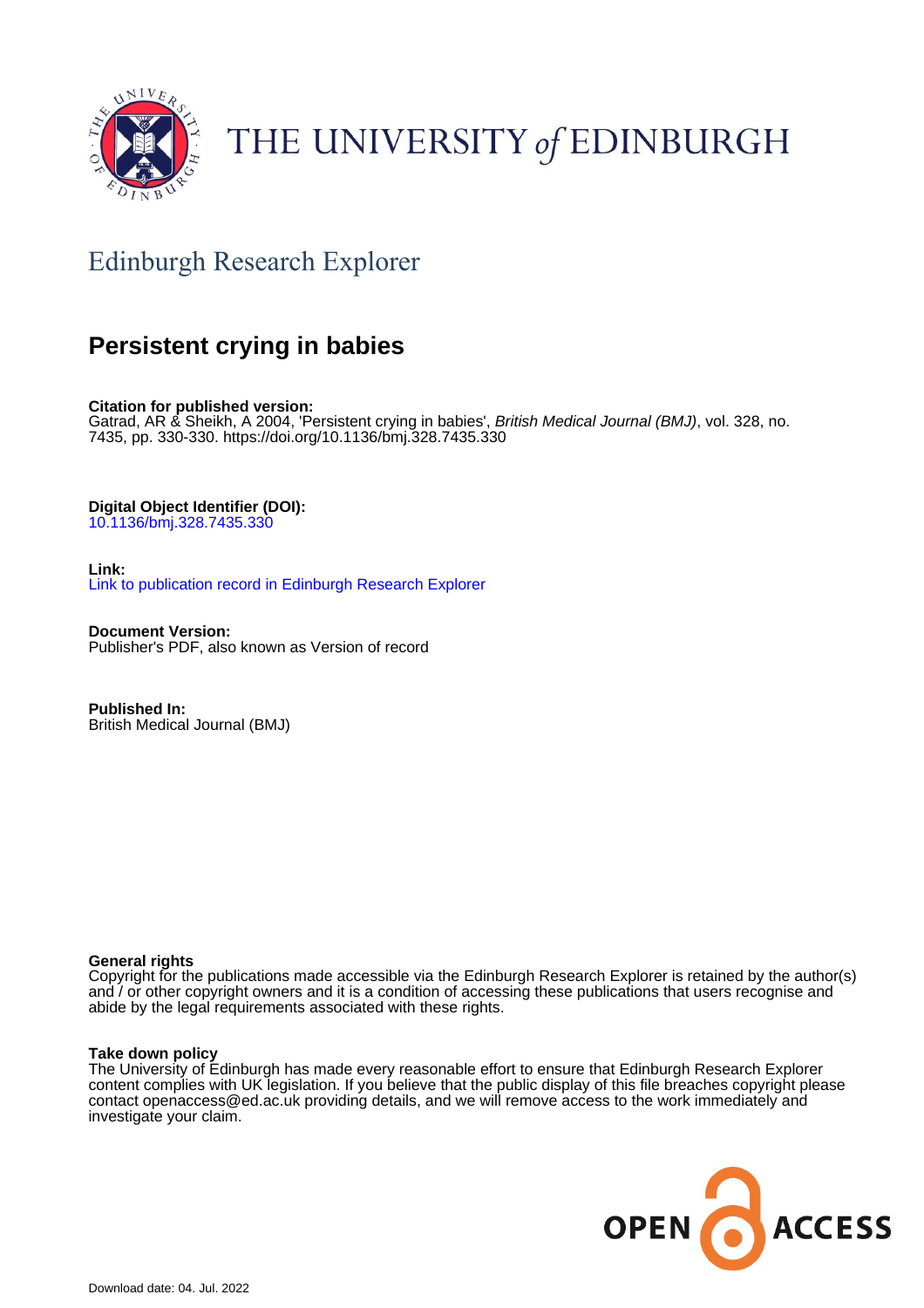THE UNIVERSITY *of* EDINBURGH

## Edinburgh Research Explorer

# Persistent crying in babies

**Citation for published version:**
Gatrad, AR & Sheikh, A 2004, 'Persistent crying in babies', *British Medical Journal (BMJ)*, vol. 328, no. 7435, pp. 330-330. https://doi.org/10.1136/bmj.328.7435.330

**Digital Object Identifier (DOI):**
10.1136/bmj.328.7435.330

**Link:**
Link to publication record in Edinburgh Research Explorer

**Document Version:**
Publisher's PDF, also known as Version of record

**Published In:**
British Medical Journal (BMJ)

**General rights**
Copyright for the publications made accessible via the Edinburgh Research Explorer is retained by the author(s) and / or other copyright owners and it is a condition of accessing these publications that users recognise and abide by the legal requirements associated with these rights.

**Take down policy**
The University of Edinburgh has made every reasonable effort to ensure that Edinburgh Research Explorer content complies with UK legislation. If you believe that the public display of this file breaches copyright please contact openaccess@ed.ac.uk providing details, and we will remove access to the work immediately and investigate your claim.

Download date: 04. Jul. 2022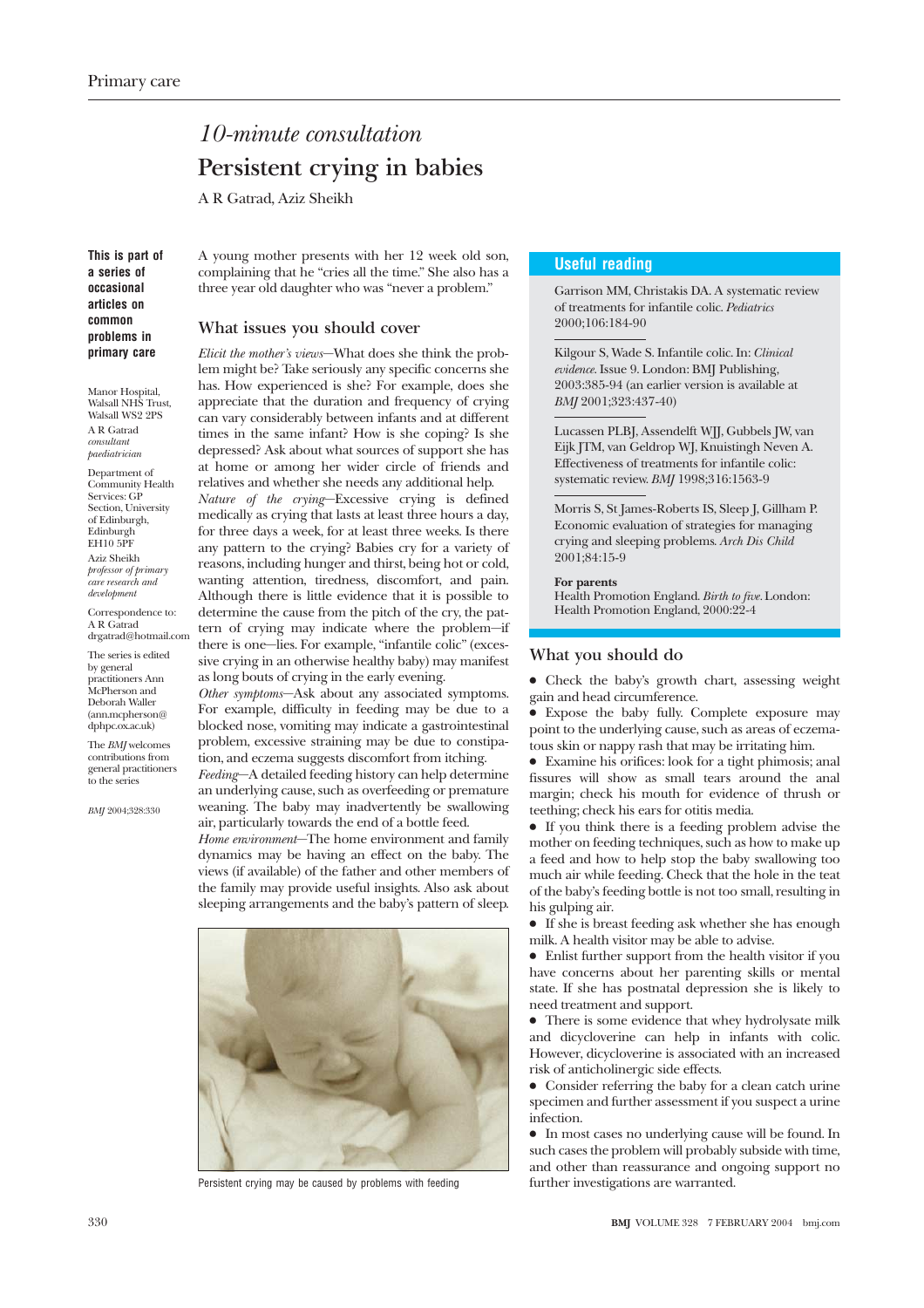# 10-minute consultation

# Persistent crying in babies

A R Gatrad, Aziz Sheikh

**This is part of a series of occasional articles on common problems in primary care**

Manor Hospital, Walsall NHS Trust, Walsall WS2 2PS

A R Gatrad *consultant paediatrician*

Department of Community Health Services: GP Section, University of Edinburgh, Edinburgh EH10 5PF

Aziz Sheikh *professor of primary care research and development*

Correspondence to: A R Gatrad drgatrad@hotmail.com

The series is edited by general practitioners Ann McPherson and Deborah Waller (ann.mcpherson@dphpc.ox.ac.uk)

The *BMJ* welcomes contributions from general practitioners to the series

*BMJ* 2004;328:330

A young mother presents with her 12 week old son, complaining that he "cries all the time." She also has a three year old daughter who was "never a problem."

## What issues you should cover

*Elicit the mother's views*—What does she think the problem might be? Take seriously any specific concerns she has. How experienced is she? For example, does she appreciate that the duration and frequency of crying can vary considerably between infants and at different times in the same infant? How is she coping? Is she depressed? Ask about what sources of support she has at home or among her wider circle of friends and relatives and whether she needs any additional help.

*Nature of the crying*—Excessive crying is defined medically as crying that lasts at least three hours a day, for three days a week, for at least three weeks. Is there any pattern to the crying? Babies cry for a variety of reasons, including hunger and thirst, being hot or cold, wanting attention, tiredness, discomfort, and pain. Although there is little evidence that it is possible to determine the cause from the pitch of the cry, the pattern of crying may indicate where the problem—if there is one—lies. For example, "infantile colic" (excessive crying in an otherwise healthy baby) may manifest as long bouts of crying in the early evening.

*Other symptoms*—Ask about any associated symptoms. For example, difficulty in feeding may be due to a blocked nose, vomiting may indicate a gastrointestinal problem, excessive straining may be due to constipation, and eczema suggests discomfort from itching.

*Feeding*—A detailed feeding history can help determine an underlying cause, such as overfeeding or premature weaning. The baby may inadvertently be swallowing air, particularly towards the end of a bottle feed.

*Home environment*—The home environment and family dynamics may be having an effect on the baby. The views (if available) of the father and other members of the family may provide useful insights. Also ask about sleeping arrangements and the baby's pattern of sleep.

Persistent crying may be caused by problems with feeding

### Useful reading

Garrison MM, Christakis DA. A systematic review of treatments for infantile colic. *Pediatrics* 2000;106:184-90

Kilgour S, Wade S. Infantile colic. In: *Clinical evidence*. Issue 9. London: BMJ Publishing, 2003:385-94 (an earlier version is available at *BMJ* 2001;323:437-40)

Lucassen PLBJ, Assendelft WJJ, Gubbels JW, van Eijk JTM, van Geldrop WJ, Knuistingh Neven A. Effectiveness of treatments for infantile colic: systematic review. *BMJ* 1998;316:1563-9

Morris S, St James-Roberts IS, Sleep J, Gillham P. Economic evaluation of strategies for managing crying and sleeping problems. *Arch Dis Child* 2001;84:15-9

**For parents**
Health Promotion England. *Birth to five*. London: Health Promotion England, 2000:22-4

## What you should do

- Check the baby's growth chart, assessing weight gain and head circumference.
- Expose the baby fully. Complete exposure may point to the underlying cause, such as areas of eczematous skin or nappy rash that may be irritating him.
- Examine his orifices: look for a tight phimosis; anal fissures will show as small tears around the anal margin; check his mouth for evidence of thrush or teething; check his ears for otitis media.
- If you think there is a feeding problem advise the mother on feeding techniques, such as how to make up a feed and how to help stop the baby swallowing too much air while feeding. Check that the hole in the teat of the baby's feeding bottle is not too small, resulting in his gulping air.
- If she is breast feeding ask whether she has enough milk. A health visitor may be able to advise.
- Enlist further support from the health visitor if you have concerns about her parenting skills or mental state. If she has postnatal depression she is likely to need treatment and support.
- There is some evidence that whey hydrolysate milk and dicycloverine can help in infants with colic. However, dicycloverine is associated with an increased risk of anticholinergic side effects.
- Consider referring the baby for a clean catch urine specimen and further assessment if you suspect a urine infection.
- In most cases no underlying cause will be found. In such cases the problem will probably subside with time, and other than reassurance and ongoing support no further investigations are warranted.